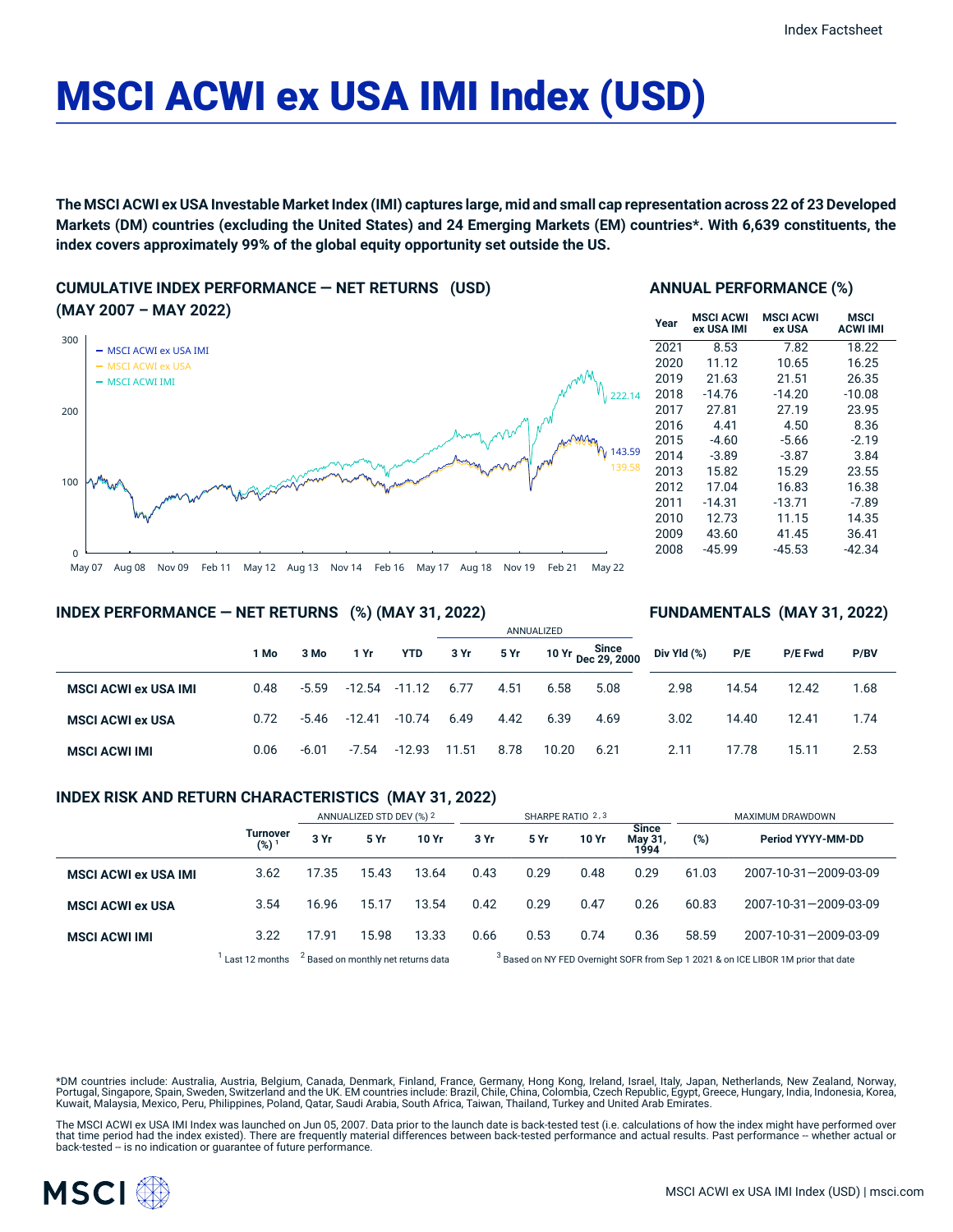Index Factsheet

# MSCI ACWI ex USA IMI Index (USD)

**The MSCI ACWI ex USA Investable Market Index (IMI) captures large, mid and small cap representation across 22 of 23 Developed Markets (DM) countries (excluding the United States) and 24 Emerging Markets (EM) countries*. With 6,639 constituents, the index covers approximately 99% of the global equity opportunity set outside the US.**

## CUMULATIVE INDEX PERFORMANCE — NET RETURNS (USD) (MAY 2007 – MAY 2022)

- MSCI ACWI ex USA IMI: 143.59
- MSCI ACWI ex USA: 139.58
- MSCI ACWI IMI: 222.14

## ANNUAL PERFORMANCE (%)

| Year | MSCI ACWI ex USA IMI | MSCI ACWI ex USA | MSCI ACWI IMI |
|---|---|---|---|
| 2021 | 8.53 | 7.82 | 18.22 |
| 2020 | 11.12 | 10.65 | 16.25 |
| 2019 | 21.63 | 21.51 | 26.35 |
| 2018 | -14.76 | -14.20 | -10.08 |
| 2017 | 27.81 | 27.19 | 23.95 |
| 2016 | 4.41 | 4.50 | 8.36 |
| 2015 | -4.60 | -5.66 | -2.19 |
| 2014 | -3.89 | -3.87 | 3.84 |
| 2013 | 15.82 | 15.29 | 23.55 |
| 2012 | 17.04 | 16.83 | 16.38 |
| 2011 | -14.31 | -13.71 | -7.89 |
| 2010 | 12.73 | 11.15 | 14.35 |
| 2009 | 43.60 | 41.45 | 36.41 |
| 2008 | -45.99 | -45.53 | -42.34 |

## INDEX PERFORMANCE — NET RETURNS (%) (MAY 31, 2022) / FUNDAMENTALS (MAY 31, 2022)

| | | | | | ANNUALIZED | | | | | | | |
|---|---|---|---|---|---|---|---|---|---|---|---|---|
| | 1 Mo | 3 Mo | 1 Yr | YTD | 3 Yr | 5 Yr | 10 Yr | Since Dec 29, 2000 | Div Yld (%) | P/E | P/E Fwd | P/BV |
| MSCI ACWI ex USA IMI | 0.48 | -5.59 | -12.54 | -11.12 | 6.77 | 4.51 | 6.58 | 5.08 | 2.98 | 14.54 | 12.42 | 1.68 |
| MSCI ACWI ex USA | 0.72 | -5.46 | -12.41 | -10.74 | 6.49 | 4.42 | 6.39 | 4.69 | 3.02 | 14.40 | 12.41 | 1.74 |
| MSCI ACWI IMI | 0.06 | -6.01 | -7.54 | -12.93 | 11.51 | 8.78 | 10.20 | 6.21 | 2.11 | 17.78 | 15.11 | 2.53 |

## INDEX RISK AND RETURN CHARACTERISTICS (MAY 31, 2022)

| | | ANNUALIZED STD DEV (%) [2] | | | SHARPE RATIO [2,3] | | | | MAXIMUM DRAWDOWN | |
|---|---|---|---|---|---|---|---|---|---|---|
| | Turnover (%) [1] | 3 Yr | 5 Yr | 10 Yr | 3 Yr | 5 Yr | 10 Yr | Since May 31, 1994 | (%) | Period YYYY-MM-DD |
| MSCI ACWI ex USA IMI | 3.62 | 17.35 | 15.43 | 13.64 | 0.43 | 0.29 | 0.48 | 0.29 | 61.03 | 2007-10-31—2009-03-09 |
| MSCI ACWI ex USA | 3.54 | 16.96 | 15.17 | 13.54 | 0.42 | 0.29 | 0.47 | 0.26 | 60.83 | 2007-10-31—2009-03-09 |
| MSCI ACWI IMI | 3.22 | 17.91 | 15.98 | 13.33 | 0.66 | 0.53 | 0.74 | 0.36 | 58.59 | 2007-10-31—2009-03-09 |

[1] Last 12 months [2] Based on monthly net returns data [3] Based on NY FED Overnight SOFR from Sep 1 2021 & on ICE LIBOR 1M prior that date

*DM countries include: Australia, Austria, Belgium, Canada, Denmark, Finland, France, Germany, Hong Kong, Ireland, Israel, Italy, Japan, Netherlands, New Zealand, Norway, Portugal, Singapore, Spain, Sweden, Switzerland and the UK. EM countries include: Brazil, Chile, China, Colombia, Czech Republic, Egypt, Greece, Hungary, India, Indonesia, Korea, Kuwait, Malaysia, Mexico, Peru, Philippines, Poland, Qatar, Saudi Arabia, South Africa, Taiwan, Thailand, Turkey and United Arab Emirates.

The MSCI ACWI ex USA IMI Index was launched on Jun 05, 2007. Data prior to the launch date is back-tested test (i.e. calculations of how the index might have performed over that time period had the index existed). There are frequently material differences between back-tested performance and actual results. Past performance -- whether actual or back-tested -- is no indication or guarantee of future performance.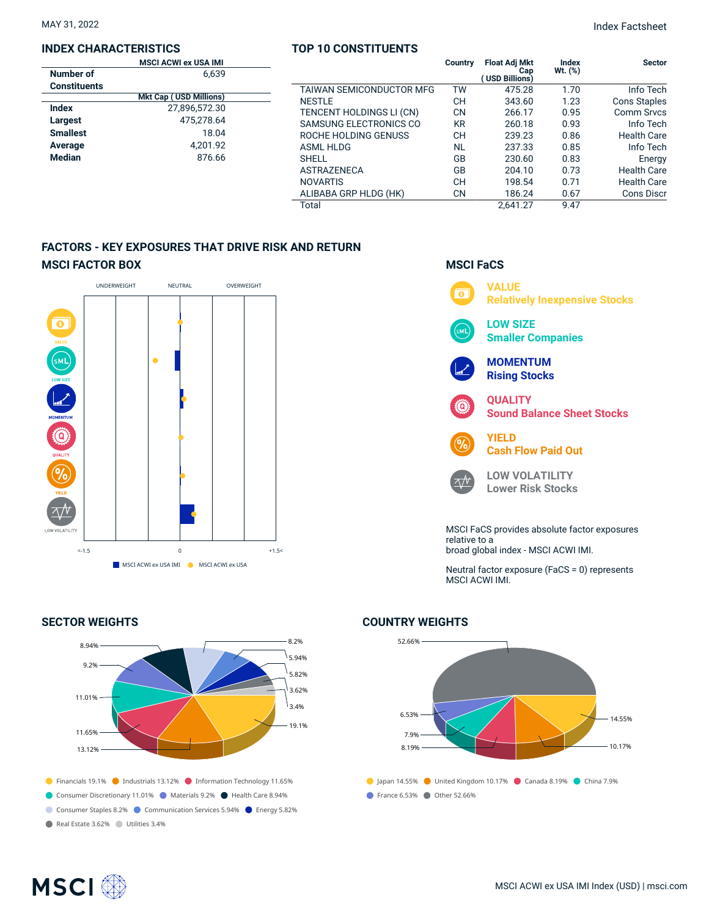MAY 31, 2022

Index Factsheet

## INDEX CHARACTERISTICS

| | MSCI ACWI ex USA IMI |
|---|---|
| Number of Constituents | 6,639 |
| | **Mkt Cap ( USD Millions)** |
| Index | 27,896,572.30 |
| Largest | 475,278.64 |
| Smallest | 18.04 |
| Average | 4,201.92 |
| Median | 876.66 |

## TOP 10 CONSTITUENTS

| | Country | Float Adj Mkt Cap ( USD Billions) | Index Wt. (%) | Sector |
|---|---|---|---|---|
| TAIWAN SEMICONDUCTOR MFG | TW | 475.28 | 1.70 | Info Tech |
| NESTLE | CH | 343.60 | 1.23 | Cons Staples |
| TENCENT HOLDINGS LI (CN) | CN | 266.17 | 0.95 | Comm Srvcs |
| SAMSUNG ELECTRONICS CO | KR | 260.18 | 0.93 | Info Tech |
| ROCHE HOLDING GENUSS | CH | 239.23 | 0.86 | Health Care |
| ASML HLDG | NL | 237.33 | 0.85 | Info Tech |
| SHELL | GB | 230.60 | 0.83 | Energy |
| ASTRAZENECA | GB | 204.10 | 0.73 | Health Care |
| NOVARTIS | CH | 198.54 | 0.71 | Health Care |
| ALIBABA GRP HLDG (HK) | CN | 186.24 | 0.67 | Cons Discr |
| Total | | 2,641.27 | 9.47 | |

## FACTORS - KEY EXPOSURES THAT DRIVE RISK AND RETURN

### MSCI FACTOR BOX

UNDERWEIGHT NEUTRAL OVERWEIGHT

VALUE, LOW SIZE, MOMENTUM, QUALITY, YIELD, LOW VOLATILITY

<-1.5 0 +1.5<

MSCI ACWI ex USA IMI | MSCI ACWI ex USA

### MSCI FaCS

**VALUE** Relatively Inexpensive Stocks

**LOW SIZE** Smaller Companies

**MOMENTUM** Rising Stocks

**QUALITY** Sound Balance Sheet Stocks

**YIELD** Cash Flow Paid Out

**LOW VOLATILITY** Lower Risk Stocks

MSCI FaCS provides absolute factor exposures relative to a broad global index - MSCI ACWI IMI.

Neutral factor exposure (FaCS = 0) represents MSCI ACWI IMI.

## SECTOR WEIGHTS

Financials 19.1% | Industrials 13.12% | Information Technology 11.65% | Consumer Discretionary 11.01% | Materials 9.2% | Health Care 8.94% | Consumer Staples 8.2% | Communication Services 5.94% | Energy 5.82% | Real Estate 3.62% | Utilities 3.4%

## COUNTRY WEIGHTS

Japan 14.55% | United Kingdom 10.17% | Canada 8.19% | China 7.9% | France 6.53% | Other 52.66%

MSCI ACWI ex USA IMI Index (USD) | msci.com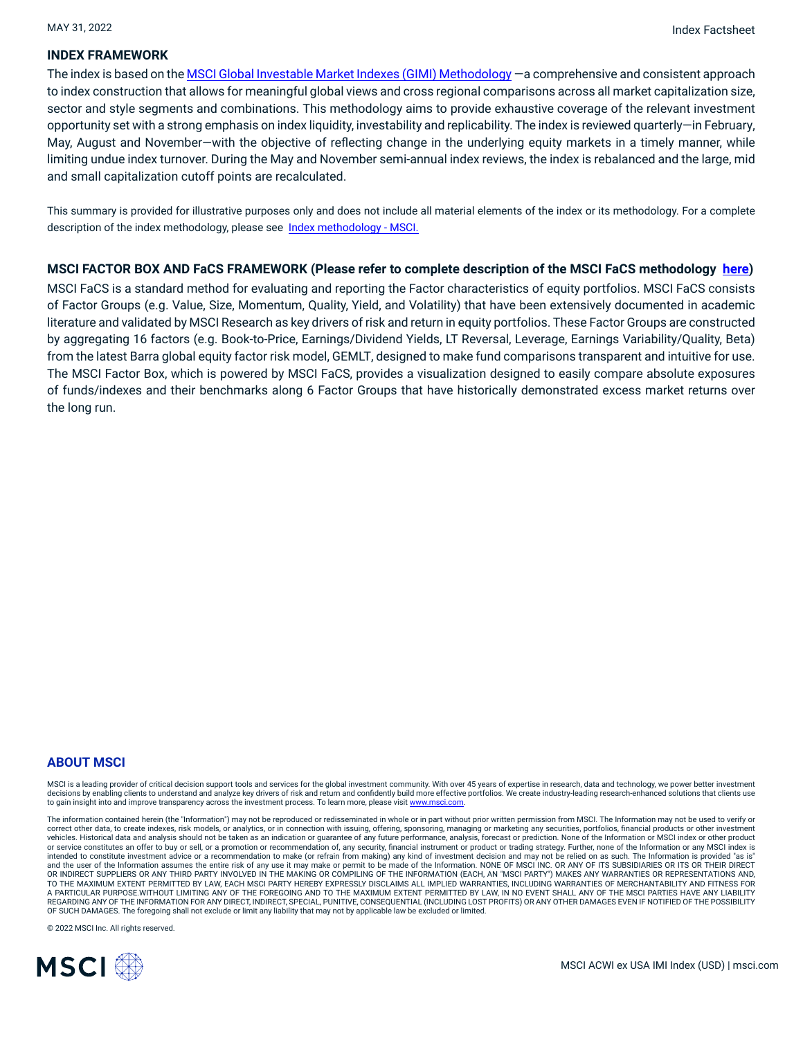## INDEX FRAMEWORK

The index is based on the MSCI Global Investable Market Indexes (GIMI) Methodology —a comprehensive and consistent approach to index construction that allows for meaningful global views and cross regional comparisons across all market capitalization size, sector and style segments and combinations. This methodology aims to provide exhaustive coverage of the relevant investment opportunity set with a strong emphasis on index liquidity, investability and replicability. The index is reviewed quarterly—in February, May, August and November—with the objective of reflecting change in the underlying equity markets in a timely manner, while limiting undue index turnover. During the May and November semi-annual index reviews, the index is rebalanced and the large, mid and small capitalization cutoff points are recalculated.

This summary is provided for illustrative purposes only and does not include all material elements of the index or its methodology. For a complete description of the index methodology, please see Index methodology - MSCI.

## MSCI FACTOR BOX AND FaCS FRAMEWORK (Please refer to complete description of the MSCI FaCS methodology here)

MSCI FaCS is a standard method for evaluating and reporting the Factor characteristics of equity portfolios. MSCI FaCS consists of Factor Groups (e.g. Value, Size, Momentum, Quality, Yield, and Volatility) that have been extensively documented in academic literature and validated by MSCI Research as key drivers of risk and return in equity portfolios. These Factor Groups are constructed by aggregating 16 factors (e.g. Book-to-Price, Earnings/Dividend Yields, LT Reversal, Leverage, Earnings Variability/Quality, Beta) from the latest Barra global equity factor risk model, GEMLT, designed to make fund comparisons transparent and intuitive for use. The MSCI Factor Box, which is powered by MSCI FaCS, provides a visualization designed to easily compare absolute exposures of funds/indexes and their benchmarks along 6 Factor Groups that have historically demonstrated excess market returns over the long run.

## ABOUT MSCI

MSCI is a leading provider of critical decision support tools and services for the global investment community. With over 45 years of expertise in research, data and technology, we power better investment decisions by enabling clients to understand and analyze key drivers of risk and return and confidently build more effective portfolios. We create industry-leading research-enhanced solutions that clients use to gain insight into and improve transparency across the investment process. To learn more, please visit www.msci.com.

The information contained herein (the "Information") may not be reproduced or redisseminated in whole or in part without prior written permission from MSCI. The Information may not be used to verify or correct other data, to create indexes, risk models, or analytics, or in connection with issuing, offering, sponsoring, managing or marketing any securities, portfolios, financial products or other investment vehicles. Historical data and analysis should not be taken as an indication or guarantee of any future performance, analysis, forecast or prediction. None of the Information or MSCI index or other product or service constitutes an offer to buy or sell, or a promotion or recommendation of, any security, financial instrument or product or trading strategy. Further, none of the Information or any MSCI index is intended to constitute investment advice or a recommendation to make (or refrain from making) any kind of investment decision and may not be relied on as such. The Information is provided "as is" and the user of the Information assumes the entire risk of any use it may make or permit to be made of the Information. NONE OF MSCI INC. OR ANY OF ITS SUBSIDIARIES OR ITS OR THEIR DIRECT OR INDIRECT SUPPLIERS OR ANY THIRD PARTY INVOLVED IN THE MAKING OR COMPILING OF THE INFORMATION (EACH, AN "MSCI PARTY") MAKES ANY WARRANTIES OR REPRESENTATIONS AND, TO THE MAXIMUM EXTENT PERMITTED BY LAW, EACH MSCI PARTY HEREBY EXPRESSLY DISCLAIMS ALL IMPLIED WARRANTIES, INCLUDING WARRANTIES OF MERCHANTABILITY AND FITNESS FOR A PARTICULAR PURPOSE.WITHOUT LIMITING ANY OF THE FOREGOING AND TO THE MAXIMUM EXTENT PERMITTED BY LAW, IN NO EVENT SHALL ANY OF THE MSCI PARTIES HAVE ANY LIABILITY REGARDING ANY OF THE INFORMATION FOR ANY DIRECT, INDIRECT, SPECIAL, PUNITIVE, CONSEQUENTIAL (INCLUDING LOST PROFITS) OR ANY OTHER DAMAGES EVEN IF NOTIFIED OF THE POSSIBILITY OF SUCH DAMAGES. The foregoing shall not exclude or limit any liability that may not by applicable law be excluded or limited.

© 2022 MSCI Inc. All rights reserved.